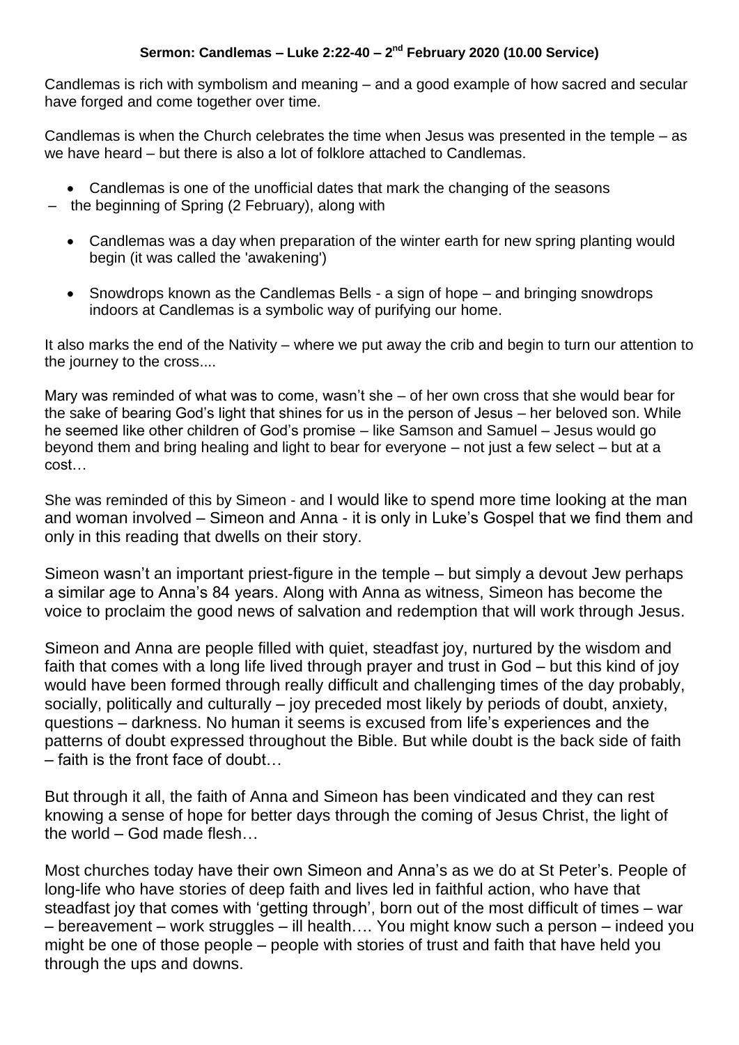**Sermon: Candlemas – Luke 2:22-40 – 2nd February 2020 (10.00 Service)**

Candlemas is rich with symbolism and meaning – and a good example of how sacred and secular have forged and come together over time.

Candlemas is when the Church celebrates the time when Jesus was presented in the temple – as we have heard – but there is also a lot of folklore attached to Candlemas.

- Candlemas is one of the unofficial dates that mark the changing of the seasons

– the beginning of Spring (2 February), along with

- Candlemas was a day when preparation of the winter earth for new spring planting would begin (it was called the 'awakening')
- Snowdrops known as the Candlemas Bells - a sign of hope – and bringing snowdrops indoors at Candlemas is a symbolic way of purifying our home.

It also marks the end of the Nativity – where we put away the crib and begin to turn our attention to the journey to the cross....

Mary was reminded of what was to come, wasn't she – of her own cross that she would bear for the sake of bearing God's light that shines for us in the person of Jesus – her beloved son. While he seemed like other children of God's promise – like Samson and Samuel – Jesus would go beyond them and bring healing and light to bear for everyone – not just a few select – but at a cost…

She was reminded of this by Simeon - and I would like to spend more time looking at the man and woman involved – Simeon and Anna - it is only in Luke's Gospel that we find them and only in this reading that dwells on their story.

Simeon wasn't an important priest-figure in the temple – but simply a devout Jew perhaps a similar age to Anna's 84 years. Along with Anna as witness, Simeon has become the voice to proclaim the good news of salvation and redemption that will work through Jesus.

Simeon and Anna are people filled with quiet, steadfast joy, nurtured by the wisdom and faith that comes with a long life lived through prayer and trust in God – but this kind of joy would have been formed through really difficult and challenging times of the day probably, socially, politically and culturally – joy preceded most likely by periods of doubt, anxiety, questions – darkness. No human it seems is excused from life's experiences and the patterns of doubt expressed throughout the Bible. But while doubt is the back side of faith – faith is the front face of doubt…

But through it all, the faith of Anna and Simeon has been vindicated and they can rest knowing a sense of hope for better days through the coming of Jesus Christ, the light of the world – God made flesh…

Most churches today have their own Simeon and Anna's as we do at St Peter's. People of long-life who have stories of deep faith and lives led in faithful action, who have that steadfast joy that comes with 'getting through', born out of the most difficult of times – war – bereavement – work struggles – ill health…. You might know such a person – indeed you might be one of those people – people with stories of trust and faith that have held you through the ups and downs.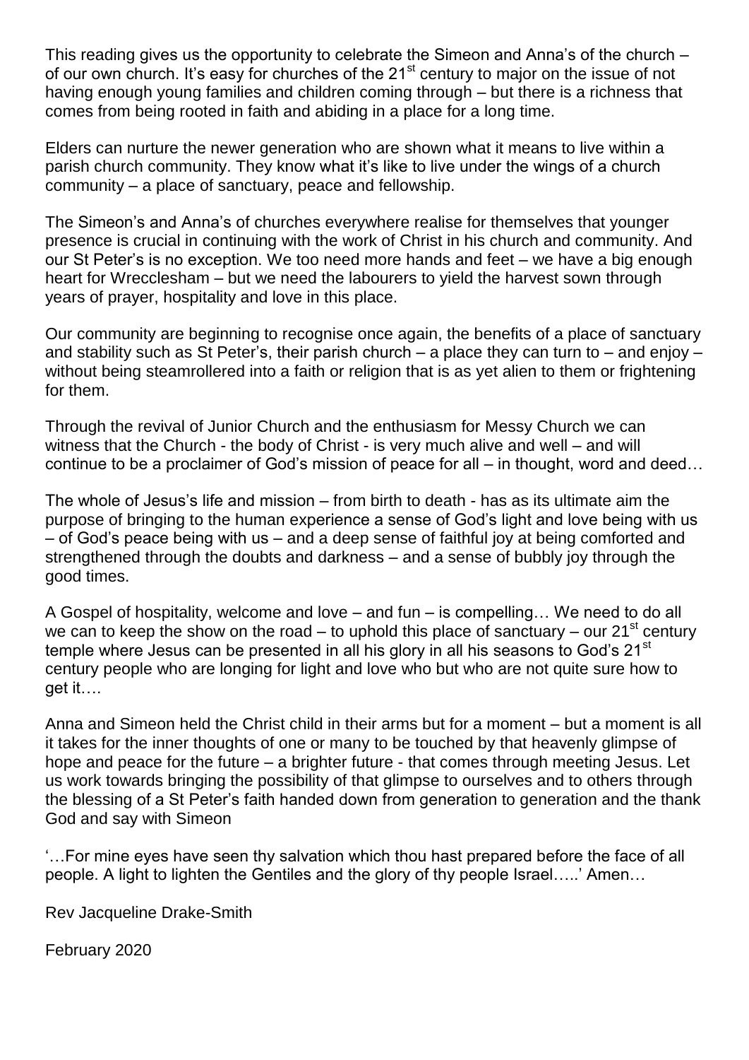This reading gives us the opportunity to celebrate the Simeon and Anna's of the church – of our own church. It's easy for churches of the 21st century to major on the issue of not having enough young families and children coming through – but there is a richness that comes from being rooted in faith and abiding in a place for a long time.

Elders can nurture the newer generation who are shown what it means to live within a parish church community. They know what it's like to live under the wings of a church community – a place of sanctuary, peace and fellowship.

The Simeon's and Anna's of churches everywhere realise for themselves that younger presence is crucial in continuing with the work of Christ in his church and community. And our St Peter's is no exception. We too need more hands and feet – we have a big enough heart for Wrecclesham – but we need the labourers to yield the harvest sown through years of prayer, hospitality and love in this place.

Our community are beginning to recognise once again, the benefits of a place of sanctuary and stability such as St Peter's, their parish church – a place they can turn to – and enjoy – without being steamrollered into a faith or religion that is as yet alien to them or frightening for them.

Through the revival of Junior Church and the enthusiasm for Messy Church we can witness that the Church - the body of Christ - is very much alive and well – and will continue to be a proclaimer of God's mission of peace for all – in thought, word and deed…

The whole of Jesus's life and mission – from birth to death - has as its ultimate aim the purpose of bringing to the human experience a sense of God's light and love being with us – of God's peace being with us – and a deep sense of faithful joy at being comforted and strengthened through the doubts and darkness – and a sense of bubbly joy through the good times.

A Gospel of hospitality, welcome and love – and fun – is compelling… We need to do all we can to keep the show on the road – to uphold this place of sanctuary – our 21st century temple where Jesus can be presented in all his glory in all his seasons to God's 21st century people who are longing for light and love who but who are not quite sure how to get it….

Anna and Simeon held the Christ child in their arms but for a moment – but a moment is all it takes for the inner thoughts of one or many to be touched by that heavenly glimpse of hope and peace for the future – a brighter future - that comes through meeting Jesus. Let us work towards bringing the possibility of that glimpse to ourselves and to others through the blessing of a St Peter's faith handed down from generation to generation and the thank God and say with Simeon

'…For mine eyes have seen thy salvation which thou hast prepared before the face of all people. A light to lighten the Gentiles and the glory of thy people Israel…..' Amen…

Rev Jacqueline Drake-Smith

February 2020